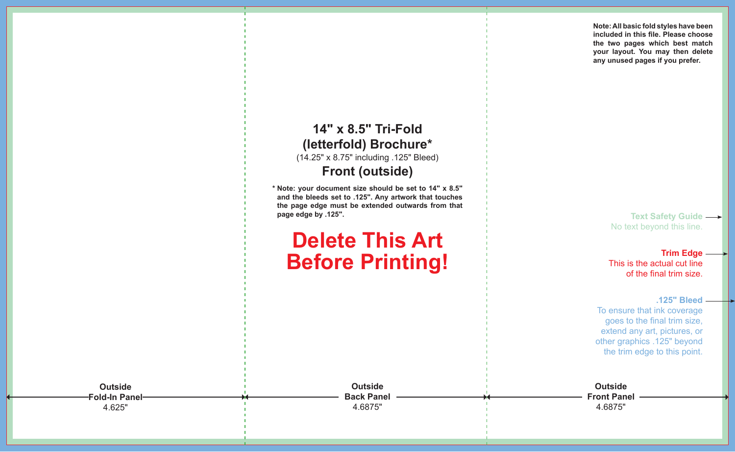Note: All basic fold styles have been included in this file. Please choose the two pages which best match your layout. You may then delete any unused pages if you prefer.

## 14" x 8.5" Tri-Fold (letterfold) Brochure*

(14.25" x 8.75" including .125" Bleed)

## Front (outside)

* Note: your document size should be set to 14" x 8.5" and the bleeds set to .125". Any artwork that touches the page edge must be extended outwards from that page edge by .125".

# Delete This Art Before Printing!

**Text Safety Guide**
No text beyond this line.

**Trim Edge**
This is the actual cut line of the final trim size.

**.125" Bleed**
To ensure that ink coverage goes to the final trim size, extend any art, pictures, or other graphics .125" beyond the trim edge to this point.

**Outside Fold-In Panel**
4.625"

**Outside Back Panel**
4.6875"

**Outside Front Panel**
4.6875"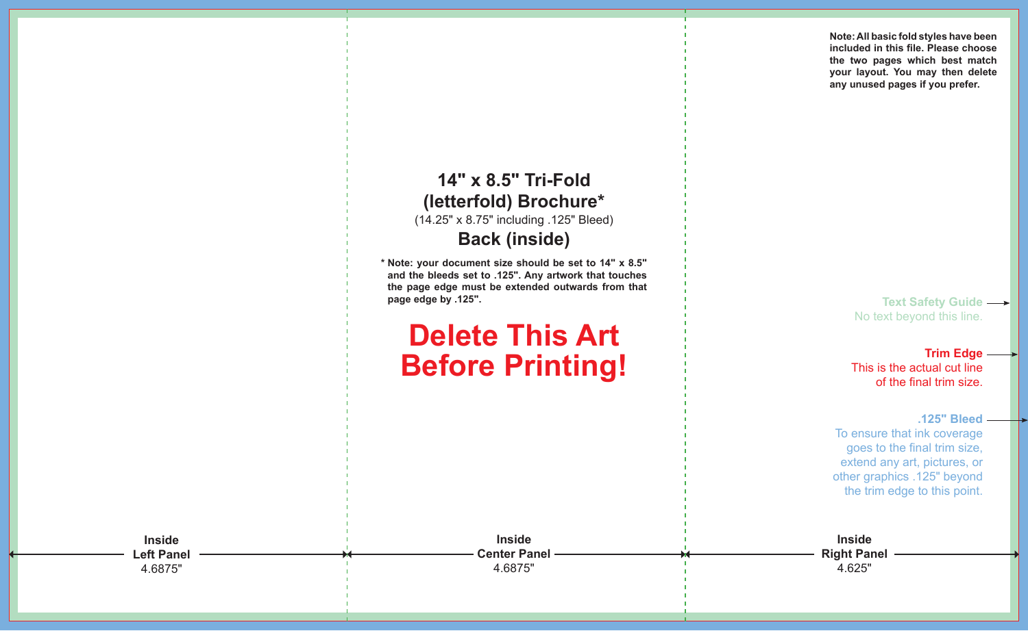Note: All basic fold styles have been included in this file. Please choose the two pages which best match your layout. You may then delete any unused pages if you prefer.

## 14" x 8.5" Tri-Fold (letterfold) Brochure*

(14.25" x 8.75" including .125" Bleed)

## Back (inside)

* Note: your document size should be set to 14" x 8.5" and the bleeds set to .125". Any artwork that touches the page edge must be extended outwards from that page edge by .125".

# Delete This Art Before Printing!

**Text Safety Guide**
No text beyond this line.

**Trim Edge**
This is the actual cut line of the final trim size.

**.125" Bleed**
To ensure that ink coverage goes to the final trim size, extend any art, pictures, or other graphics .125" beyond the trim edge to this point.

**Inside Left Panel**
4.6875"

**Inside Center Panel**
4.6875"

**Inside Right Panel**
4.625"